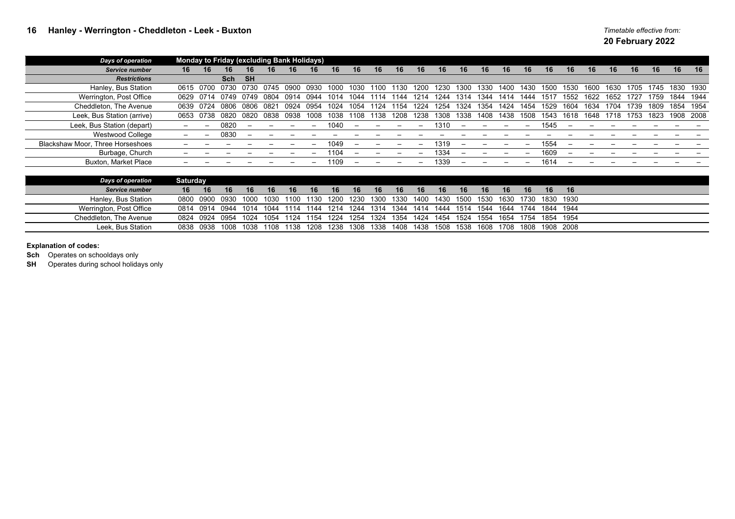## 16 Hanley - Werrington - Cheddleton - Leek - Buxton

*Timetable effective from:*
**20 February 2022**

| *Days of operation* | Monday to Friday (excluding Bank Holidays) | | | | | | | | | | | | | | | | | | | | | | | | | |
|---|---|---|---|---|---|---|---|---|---|---|---|---|---|---|---|---|---|---|---|---|---|---|---|---|---|---|
| *Service number* | 16 | 16 | 16 | 16 | 16 | 16 | 16 | 16 | 16 | 16 | 16 | 16 | 16 | 16 | 16 | 16 | 16 | 16 | 16 | 16 | 16 | 16 | 16 | 16 | 16 | 16 |
| *Restrictions* | | | Sch | SH | | | | | | | | | | | | | | | | | | | | | | |
| Hanley, Bus Station | 0615 | 0700 | 0730 | 0730 | 0745 | 0900 | 0930 | 1000 | 1030 | 1100 | 1130 | 1200 | 1230 | 1300 | 1330 | 1400 | 1430 | 1500 | 1530 | 1600 | 1630 | 1705 | 1745 | 1830 | 1930 |
| Werrington, Post Office | 0629 | 0714 | 0749 | 0749 | 0804 | 0914 | 0944 | 1014 | 1044 | 1114 | 1144 | 1214 | 1244 | 1314 | 1344 | 1414 | 1444 | 1517 | 1552 | 1622 | 1652 | 1727 | 1759 | 1844 | 1944 |
| Cheddleton, The Avenue | 0639 | 0724 | 0806 | 0806 | 0821 | 0924 | 0954 | 1024 | 1054 | 1124 | 1154 | 1224 | 1254 | 1324 | 1354 | 1424 | 1454 | 1529 | 1604 | 1634 | 1704 | 1739 | 1809 | 1854 | 1954 |
| Leek, Bus Station (arrive) | 0653 | 0738 | 0820 | 0820 | 0838 | 0938 | 1008 | 1038 | 1108 | 1138 | 1208 | 1238 | 1308 | 1338 | 1408 | 1438 | 1508 | 1543 | 1618 | 1648 | 1718 | 1753 | 1823 | 1908 | 2008 |
| Leek, Bus Station (depart) | – | – | 0820 | – | – | – | – | 1040 | – | – | – | – | 1310 | – | – | – | – | 1545 | – | – | – | – | – | – | – |
| Westwood College | – | – | 0830 | – | – | – | – | – | – | – | – | – | – | – | – | – | – | – | – | – | – | – | – | – | – |
| Blackshaw Moor, Three Horseshoes | – | – | – | – | – | – | – | 1049 | – | – | – | – | 1319 | – | – | – | – | 1554 | – | – | – | – | – | – | – |
| Burbage, Church | – | – | – | – | – | – | – | 1104 | – | – | – | – | 1334 | – | – | – | – | 1609 | – | – | – | – | – | – | – |
| Buxton, Market Place | – | – | – | – | – | – | – | 1109 | – | – | – | – | 1339 | – | – | – | – | 1614 | – | – | – | – | – | – | – |

| *Days of operation* | Saturday | | | | | | | | | | | | | | | | | | |
|---|---|---|---|---|---|---|---|---|---|---|---|---|---|---|---|---|---|---|---|
| *Service number* | 16 | 16 | 16 | 16 | 16 | 16 | 16 | 16 | 16 | 16 | 16 | 16 | 16 | 16 | 16 | 16 | 16 | 16 | 16 |
| Hanley, Bus Station | 0800 | 0900 | 0930 | 1000 | 1030 | 1100 | 1130 | 1200 | 1230 | 1300 | 1330 | 1400 | 1430 | 1500 | 1530 | 1630 | 1730 | 1830 | 1930 |
| Werrington, Post Office | 0814 | 0914 | 0944 | 1014 | 1044 | 1114 | 1144 | 1214 | 1244 | 1314 | 1344 | 1414 | 1444 | 1514 | 1544 | 1644 | 1744 | 1844 | 1944 |
| Cheddleton, The Avenue | 0824 | 0924 | 0954 | 1024 | 1054 | 1124 | 1154 | 1224 | 1254 | 1324 | 1354 | 1424 | 1454 | 1524 | 1554 | 1654 | 1754 | 1854 | 1954 |
| Leek, Bus Station | 0838 | 0938 | 1008 | 1038 | 1108 | 1138 | 1208 | 1238 | 1308 | 1338 | 1408 | 1438 | 1508 | 1538 | 1608 | 1708 | 1808 | 1908 | 2008 |

**Explanation of codes:**

**Sch** Operates on schooldays only

**SH** Operates during school holidays only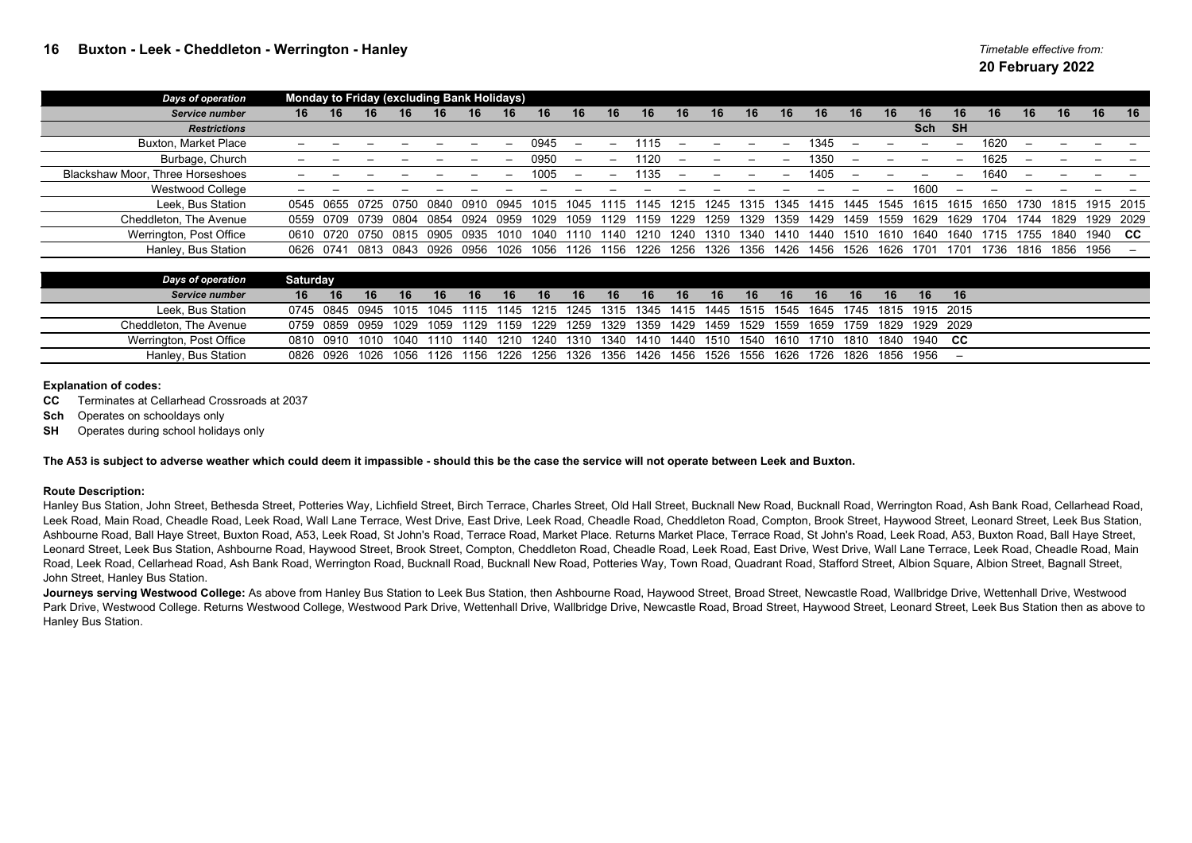## 16 Buxton - Leek - Cheddleton - Werrington - Hanley

*Timetable effective from:*
**20 February 2022**

| Days of operation | Monday to Friday (excluding Bank Holidays) | | | | | | | | | | | | | | | | | | | | | | | | |
|---|---|---|---|---|---|---|---|---|---|---|---|---|---|---|---|---|---|---|---|---|---|---|---|---|---|
| **Service number** | 16 | 16 | 16 | 16 | 16 | 16 | 16 | 16 | 16 | 16 | 16 | 16 | 16 | 16 | 16 | 16 | 16 | 16 | 16 | 16 | 16 | 16 | 16 | 16 | 16 |
| **Restrictions** | | | | | | | | | | | | | | | | | | | Sch | SH | | | | | |
| Buxton, Market Place | – | – | – | – | – | – | – | 0945 | – | – | 1115 | – | – | – | – | 1345 | – | – | – | – | 1620 | – | – | – | – |
| Burbage, Church | – | – | – | – | – | – | – | 0950 | – | – | 1120 | – | – | – | – | 1350 | – | – | – | – | 1625 | – | – | – | – |
| Blackshaw Moor, Three Horseshoes | – | – | – | – | – | – | – | 1005 | – | – | 1135 | – | – | – | – | 1405 | – | – | – | – | 1640 | – | – | – | – |
| Westwood College | – | – | – | – | – | – | – | – | – | – | – | – | – | – | – | – | – | – | 1600 | – | – | – | – | – | – |
| Leek, Bus Station | 0545 | 0655 | 0725 | 0750 | 0840 | 0910 | 0945 | 1015 | 1045 | 1115 | 1145 | 1215 | 1245 | 1315 | 1345 | 1415 | 1445 | 1545 | 1615 | 1615 | 1650 | 1730 | 1815 | 1915 | 2015 |
| Cheddleton, The Avenue | 0559 | 0709 | 0739 | 0804 | 0854 | 0924 | 0959 | 1029 | 1059 | 1129 | 1159 | 1229 | 1259 | 1329 | 1359 | 1429 | 1459 | 1559 | 1629 | 1629 | 1704 | 1744 | 1829 | 1929 | 2029 |
| Werrington, Post Office | 0610 | 0720 | 0750 | 0815 | 0905 | 0935 | 1010 | 1040 | 1110 | 1140 | 1210 | 1240 | 1310 | 1340 | 1410 | 1440 | 1510 | 1610 | 1640 | 1640 | 1715 | 1755 | 1840 | 1940 | CC |
| Hanley, Bus Station | 0626 | 0741 | 0813 | 0843 | 0926 | 0956 | 1026 | 1056 | 1126 | 1156 | 1226 | 1256 | 1326 | 1356 | 1426 | 1456 | 1526 | 1626 | 1701 | 1701 | 1736 | 1816 | 1856 | 1956 | – |

| Days of operation | Saturday | | | | | | | | | | | | | | | | | | | |
|---|---|---|---|---|---|---|---|---|---|---|---|---|---|---|---|---|---|---|---|---|
| **Service number** | 16 | 16 | 16 | 16 | 16 | 16 | 16 | 16 | 16 | 16 | 16 | 16 | 16 | 16 | 16 | 16 | 16 | 16 | 16 | 16 |
| Leek, Bus Station | 0745 | 0845 | 0945 | 1015 | 1045 | 1115 | 1145 | 1215 | 1245 | 1315 | 1345 | 1415 | 1445 | 1515 | 1545 | 1645 | 1745 | 1815 | 1915 | 2015 |
| Cheddleton, The Avenue | 0759 | 0859 | 0959 | 1029 | 1059 | 1129 | 1159 | 1229 | 1259 | 1329 | 1359 | 1429 | 1459 | 1529 | 1559 | 1659 | 1759 | 1829 | 1929 | 2029 |
| Werrington, Post Office | 0810 | 0910 | 1010 | 1040 | 1110 | 1140 | 1210 | 1240 | 1310 | 1340 | 1410 | 1440 | 1510 | 1540 | 1610 | 1710 | 1810 | 1840 | 1940 | CC |
| Hanley, Bus Station | 0826 | 0926 | 1026 | 1056 | 1126 | 1156 | 1226 | 1256 | 1326 | 1356 | 1426 | 1456 | 1526 | 1556 | 1626 | 1726 | 1826 | 1856 | 1956 | – |

**Explanation of codes:**

**CC** Terminates at Cellarhead Crossroads at 2037

**Sch** Operates on schooldays only

**SH** Operates during school holidays only

**The A53 is subject to adverse weather which could deem it impassible - should this be the case the service will not operate between Leek and Buxton.**

**Route Description:**

Hanley Bus Station, John Street, Bethesda Street, Potteries Way, Lichfield Street, Birch Terrace, Charles Street, Old Hall Street, Bucknall New Road, Bucknall Road, Werrington Road, Ash Bank Road, Cellarhead Road, Leek Road, Main Road, Cheadle Road, Leek Road, Wall Lane Terrace, West Drive, East Drive, Leek Road, Cheadle Road, Cheddleton Road, Compton, Brook Street, Haywood Street, Leonard Street, Leek Bus Station, Ashbourne Road, Ball Haye Street, Buxton Road, A53, Leek Road, St John's Road, Terrace Road, Market Place. Returns Market Place, Terrace Road, St John's Road, Leek Road, A53, Buxton Road, Ball Haye Street, Leonard Street, Leek Bus Station, Ashbourne Road, Haywood Street, Brook Street, Compton, Cheddleton Road, Cheadle Road, Leek Road, East Drive, West Drive, Wall Lane Terrace, Leek Road, Cheadle Road, Main Road, Leek Road, Cellarhead Road, Ash Bank Road, Werrington Road, Bucknall Road, Bucknall New Road, Potteries Way, Town Road, Quadrant Road, Stafford Street, Albion Square, Albion Street, Bagnall Street, John Street, Hanley Bus Station.

**Journeys serving Westwood College:** As above from Hanley Bus Station to Leek Bus Station, then Ashbourne Road, Haywood Street, Broad Street, Newcastle Road, Wallbridge Drive, Wettenhall Drive, Westwood Park Drive, Westwood College. Returns Westwood College, Westwood Park Drive, Wettenhall Drive, Wallbridge Drive, Newcastle Road, Broad Street, Haywood Street, Leonard Street, Leek Bus Station then as above to Hanley Bus Station.